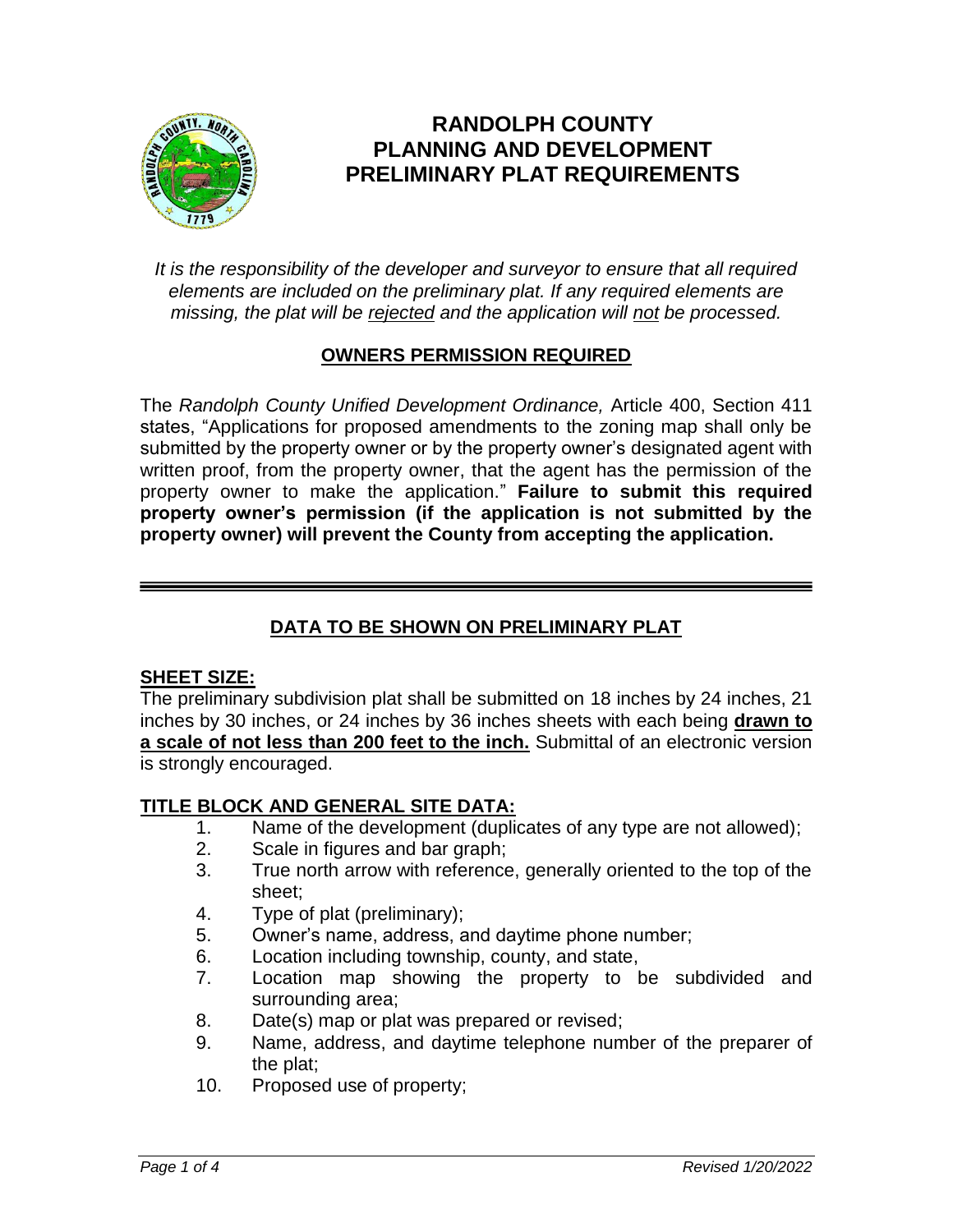# RANDOLPH COUNTY
# PLANNING AND DEVELOPMENT
# PRELIMINARY PLAT REQUIREMENTS

*It is the responsibility of the developer and surveyor to ensure that all required elements are included on the preliminary plat. If any required elements are missing, the plat will be rejected and the application will not be processed.*

## OWNERS PERMISSION REQUIRED

The *Randolph County Unified Development Ordinance,* Article 400, Section 411 states, "Applications for proposed amendments to the zoning map shall only be submitted by the property owner or by the property owner's designated agent with written proof, from the property owner, that the agent has the permission of the property owner to make the application." **Failure to submit this required property owner's permission (if the application is not submitted by the property owner) will prevent the County from accepting the application.**

---

## DATA TO BE SHOWN ON PRELIMINARY PLAT

### SHEET SIZE:

The preliminary subdivision plat shall be submitted on 18 inches by 24 inches, 21 inches by 30 inches, or 24 inches by 36 inches sheets with each being **drawn to a scale of not less than 200 feet to the inch.** Submittal of an electronic version is strongly encouraged.

### TITLE BLOCK AND GENERAL SITE DATA:

1. Name of the development (duplicates of any type are not allowed);
2. Scale in figures and bar graph;
3. True north arrow with reference, generally oriented to the top of the sheet;
4. Type of plat (preliminary);
5. Owner's name, address, and daytime phone number;
6. Location including township, county, and state,
7. Location map showing the property to be subdivided and surrounding area;
8. Date(s) map or plat was prepared or revised;
9. Name, address, and daytime telephone number of the preparer of the plat;
10. Proposed use of property;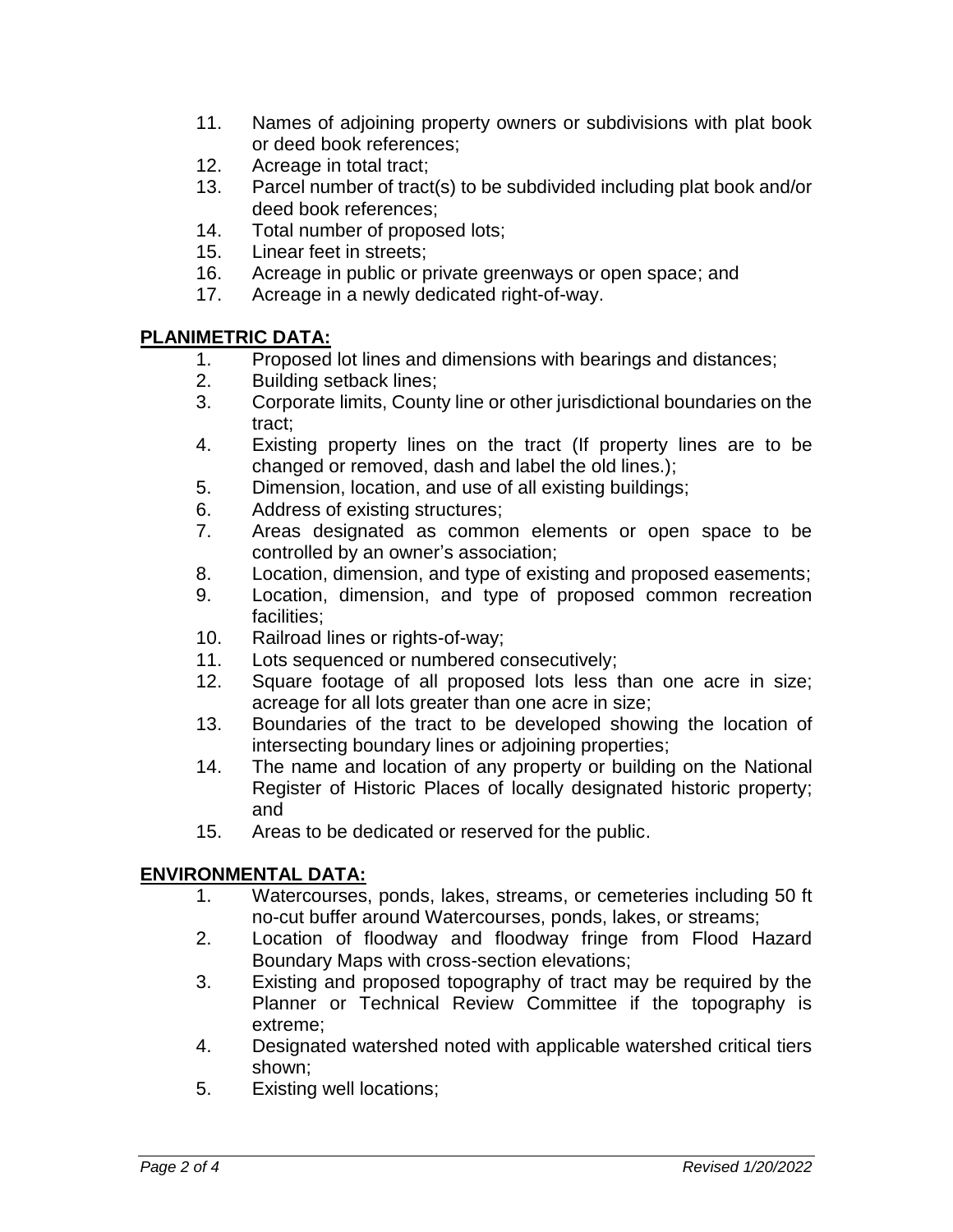11. Names of adjoining property owners or subdivisions with plat book or deed book references;
12. Acreage in total tract;
13. Parcel number of tract(s) to be subdivided including plat book and/or deed book references;
14. Total number of proposed lots;
15. Linear feet in streets;
16. Acreage in public or private greenways or open space; and
17. Acreage in a newly dedicated right-of-way.

## PLANIMETRIC DATA:

1. Proposed lot lines and dimensions with bearings and distances;
2. Building setback lines;
3. Corporate limits, County line or other jurisdictional boundaries on the tract;
4. Existing property lines on the tract (If property lines are to be changed or removed, dash and label the old lines.);
5. Dimension, location, and use of all existing buildings;
6. Address of existing structures;
7. Areas designated as common elements or open space to be controlled by an owner's association;
8. Location, dimension, and type of existing and proposed easements;
9. Location, dimension, and type of proposed common recreation facilities;
10. Railroad lines or rights-of-way;
11. Lots sequenced or numbered consecutively;
12. Square footage of all proposed lots less than one acre in size; acreage for all lots greater than one acre in size;
13. Boundaries of the tract to be developed showing the location of intersecting boundary lines or adjoining properties;
14. The name and location of any property or building on the National Register of Historic Places of locally designated historic property; and
15. Areas to be dedicated or reserved for the public.

## ENVIRONMENTAL DATA:

1. Watercourses, ponds, lakes, streams, or cemeteries including 50 ft no-cut buffer around Watercourses, ponds, lakes, or streams;
2. Location of floodway and floodway fringe from Flood Hazard Boundary Maps with cross-section elevations;
3. Existing and proposed topography of tract may be required by the Planner or Technical Review Committee if the topography is extreme;
4. Designated watershed noted with applicable watershed critical tiers shown;
5. Existing well locations;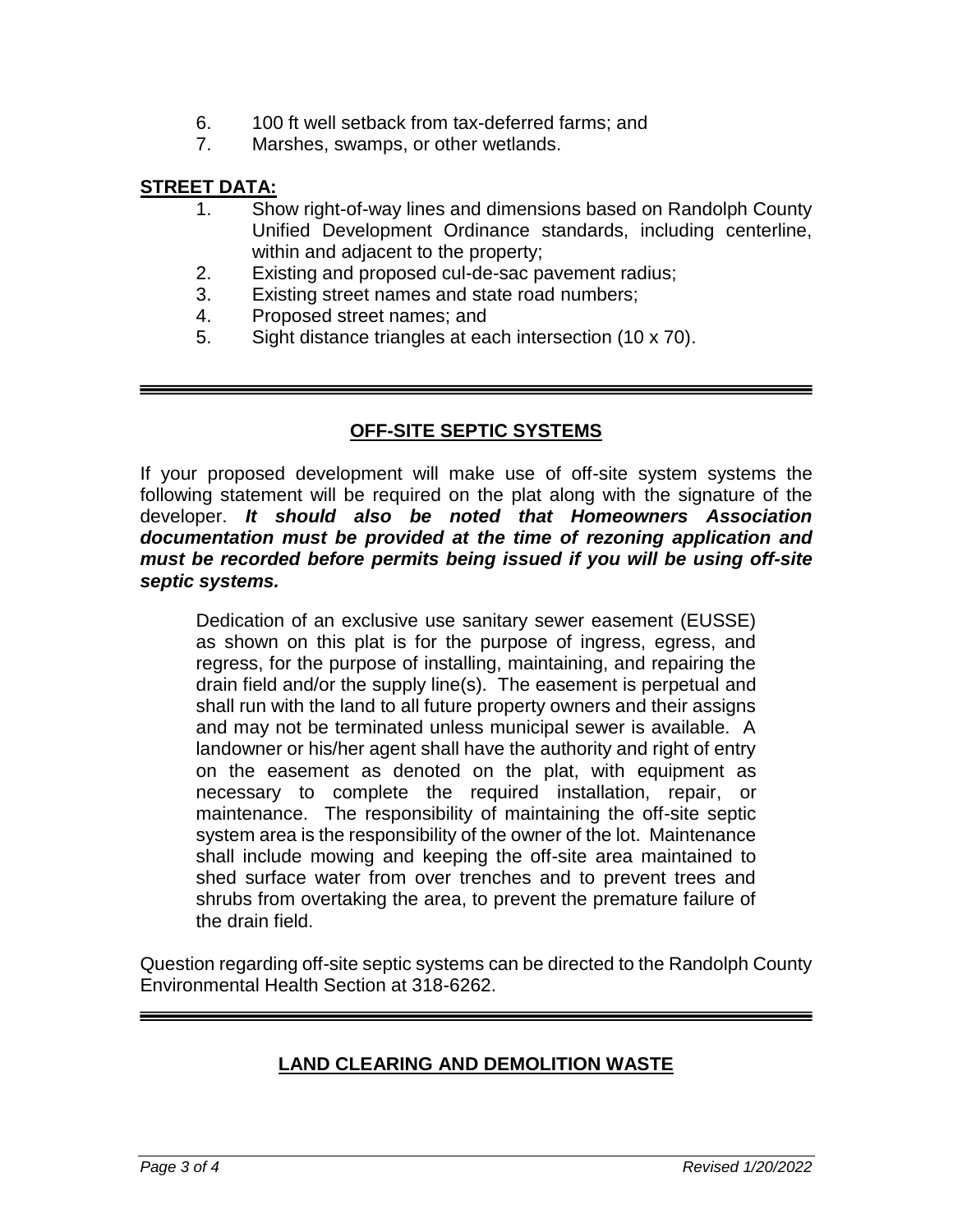6. 100 ft well setback from tax-deferred farms; and
7. Marshes, swamps, or other wetlands.

**STREET DATA:**

1. Show right-of-way lines and dimensions based on Randolph County Unified Development Ordinance standards, including centerline, within and adjacent to the property;
2. Existing and proposed cul-de-sac pavement radius;
3. Existing street names and state road numbers;
4. Proposed street names; and
5. Sight distance triangles at each intersection (10 x 70).

---

## OFF-SITE SEPTIC SYSTEMS

If your proposed development will make use of off-site system systems the following statement will be required on the plat along with the signature of the developer. ***It should also be noted that Homeowners Association documentation must be provided at the time of rezoning application and must be recorded before permits being issued if you will be using off-site septic systems.***

> Dedication of an exclusive use sanitary sewer easement (EUSSE) as shown on this plat is for the purpose of ingress, egress, and regress, for the purpose of installing, maintaining, and repairing the drain field and/or the supply line(s). The easement is perpetual and shall run with the land to all future property owners and their assigns and may not be terminated unless municipal sewer is available. A landowner or his/her agent shall have the authority and right of entry on the easement as denoted on the plat, with equipment as necessary to complete the required installation, repair, or maintenance. The responsibility of maintaining the off-site septic system area is the responsibility of the owner of the lot. Maintenance shall include mowing and keeping the off-site area maintained to shed surface water from over trenches and to prevent trees and shrubs from overtaking the area, to prevent the premature failure of the drain field.

Question regarding off-site septic systems can be directed to the Randolph County Environmental Health Section at 318-6262.

---

## LAND CLEARING AND DEMOLITION WASTE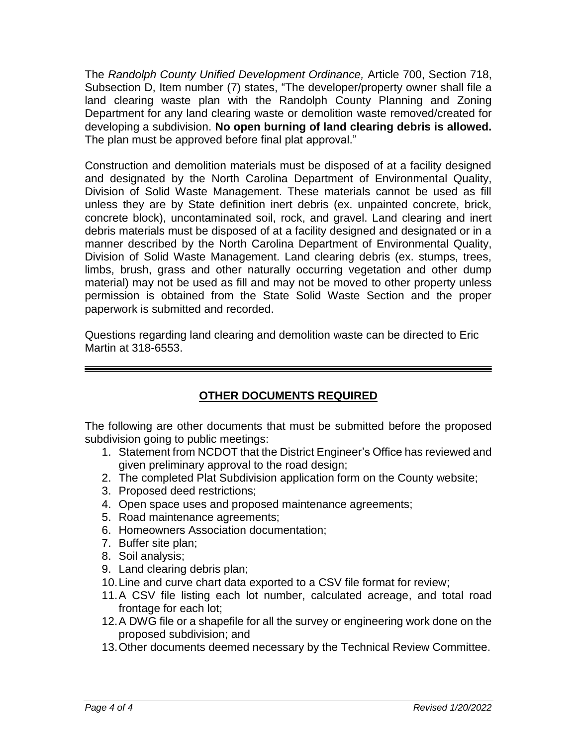The *Randolph County Unified Development Ordinance,* Article 700, Section 718, Subsection D, Item number (7) states, "The developer/property owner shall file a land clearing waste plan with the Randolph County Planning and Zoning Department for any land clearing waste or demolition waste removed/created for developing a subdivision. **No open burning of land clearing debris is allowed.** The plan must be approved before final plat approval."

Construction and demolition materials must be disposed of at a facility designed and designated by the North Carolina Department of Environmental Quality, Division of Solid Waste Management. These materials cannot be used as fill unless they are by State definition inert debris (ex. unpainted concrete, brick, concrete block), uncontaminated soil, rock, and gravel. Land clearing and inert debris materials must be disposed of at a facility designed and designated or in a manner described by the North Carolina Department of Environmental Quality, Division of Solid Waste Management. Land clearing debris (ex. stumps, trees, limbs, brush, grass and other naturally occurring vegetation and other dump material) may not be used as fill and may not be moved to other property unless permission is obtained from the State Solid Waste Section and the proper paperwork is submitted and recorded.

Questions regarding land clearing and demolition waste can be directed to Eric Martin at 318-6553.

---

## OTHER DOCUMENTS REQUIRED

The following are other documents that must be submitted before the proposed subdivision going to public meetings:

1. Statement from NCDOT that the District Engineer's Office has reviewed and given preliminary approval to the road design;
2. The completed Plat Subdivision application form on the County website;
3. Proposed deed restrictions;
4. Open space uses and proposed maintenance agreements;
5. Road maintenance agreements;
6. Homeowners Association documentation;
7. Buffer site plan;
8. Soil analysis;
9. Land clearing debris plan;
10. Line and curve chart data exported to a CSV file format for review;
11. A CSV file listing each lot number, calculated acreage, and total road frontage for each lot;
12. A DWG file or a shapefile for all the survey or engineering work done on the proposed subdivision; and
13. Other documents deemed necessary by the Technical Review Committee.